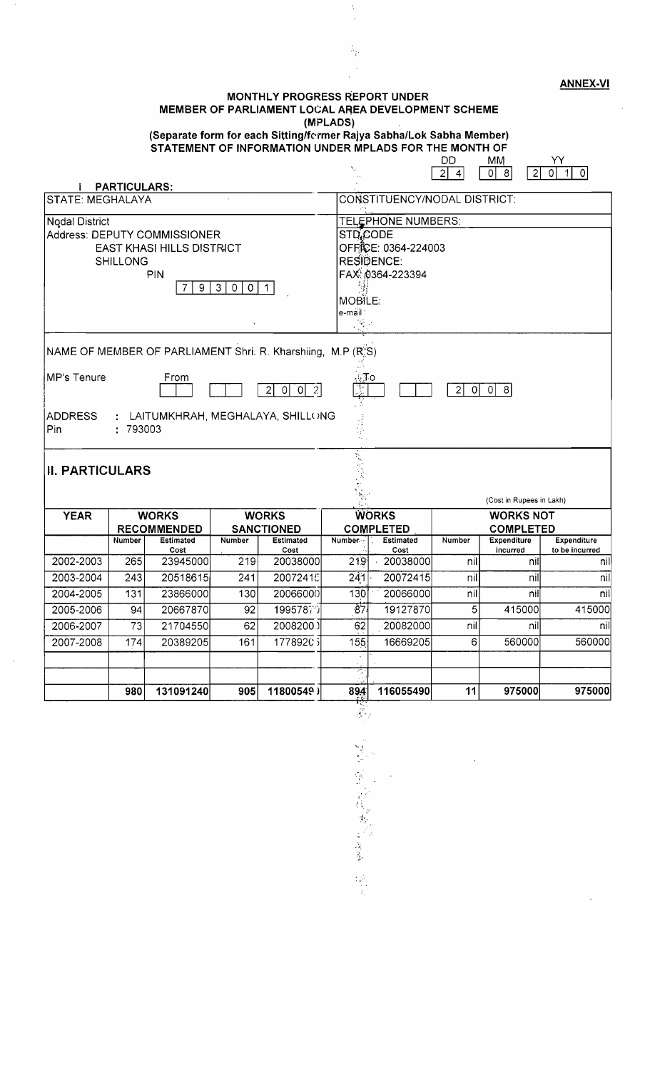**ANNEX-VI**

## MONTHLY PROGRESS REPORT UNDER MEMBER OF PARLIAMENT LOCAL AREA DEVELOPMENT SCHEME (MPLADS)

**(Separate form for each Sitting/former Rajya Sabha/Lok Sabha Member)**

**STATEMENT OF INFORMATION UNDER MPLADS FOR THE MONTH OF**

| DD | MM | YY |
|---|---|---|
| 2 4 | 0 8 | 2 0 1 0 |

### I PARTICULARS:

| | |
|---|---|
| STATE: MEGHALAYA | CONSTITUENCY/NODAL DISTRICT: |
| Nodal District<br>Address: DEPUTY COMMISSIONER<br>EAST KHASI HILLS DISTRICT<br>SHILLONG<br>PIN 7 9 3 0 0 1 | TELEPHONE NUMBERS:<br>STD CODE<br>OFFICE: 0364-224003<br>RESIDENCE:<br>FAX: 0364-223394<br>MOBILE:<br>e-mail |

NAME OF MEMBER OF PARLIAMENT Shri. R. Kharshiing, M.P (R.S)

MP's Tenure From 2 0 0 2 To 2 0 0 8

ADDRESS : LAITUMKHRAH, MEGHALAYA, SHILLONG

Pin : 793003

### II. PARTICULARS

(Cost in Rupees in Lakh)

| YEAR | WORKS RECOMMENDED | | WORKS SANCTIONED | | WORKS COMPLETED | | WORKS NOT COMPLETED | | |
|---|---|---|---|---|---|---|---|---|---|
| | Number | Estimated Cost | Number | Estimated Cost | Number | Estimated Cost | Number | Expenditure incurred | Expenditure to be incurred |
| 2002-2003 | 265 | 23945000 | 219 | 20038000 | 219 | 20038000 | nil | nil | nil |
| 2003-2004 | 243 | 20518615 | 241 | 20072415 | 241 | 20072415 | nil | nil | nil |
| 2004-2005 | 131 | 23866000 | 130 | 20066000 | 130 | 20066000 | nil | nil | nil |
| 2005-2006 | 94 | 20667870 | 92 | 19957870 | 87 | 19127870 | 5 | 415000 | 415000 |
| 2006-2007 | 73 | 21704550 | 62 | 20082000 | 62 | 20082000 | nil | nil | nil |
| 2007-2008 | 174 | 20389205 | 161 | 17789205 | 155 | 16669205 | 6 | 560000 | 560000 |
| | | | | | | | | | |
| | | | | | | | | | |
| | 980 | 131091240 | 905 | 118005490 | 894 | 116055490 | 11 | 975000 | 975000 |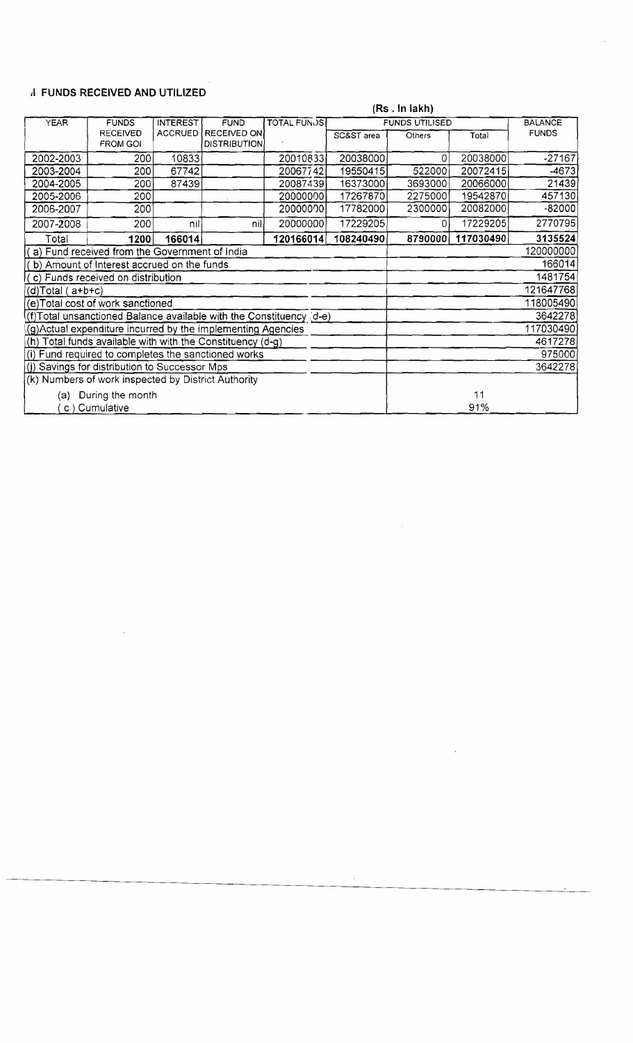## I FUNDS RECEIVED AND UTILIZED

(Rs . In lakh)

| YEAR | FUNDS RECEIVED FROM GOI | INTEREST ACCRUED | FUND RECEIVED ON DISTRIBUTION | TOTAL FUNDS | FUNDS UTILISED | | | BALANCE FUNDS |
|---|---|---|---|---|---|---|---|---|
| | | | | | SC&ST area | Others | Total | |
| 2002-2003 | 200 | 10833 | | 20010833 | 20038000 | 0 | 20038000 | -27167 |
| 2003-2004 | 200 | 67742 | | 20067742 | 19550415 | 522000 | 20072415 | -4673 |
| 2004-2005 | 200 | 87439 | | 20087439 | 16373000 | 3693000 | 20066000 | 21439 |
| 2005-2006 | 200 | | | 20000000 | 17267870 | 2275000 | 19542870 | 457130 |
| 2006-2007 | 200 | | | 20000000 | 17782000 | 2300000 | 20082000 | -82000 |
| 2007-2008 | 200 | nil | nil | 20000000 | 17229205 | 0 | 17229205 | 2770795 |
| Total | **1200** | **166014** | | **120166014** | **108240490** | **8790000** | **117030490** | **3135524** |

| | |
|---|---|
| ( a) Fund received from the Government of India | 120000000 |
| ( b) Amount of Interest accrued on the funds | 166014 |
| ( c) Funds received on distribution | 1481754 |
| (d)Total ( a+b+c) | 121647768 |
| (e)Total cost of work sanctioned | 118005490 |
| (f)Total unsanctioned Balance available with the Constituency (d-e) | 3642278 |
| (g)Actual expenditure incurred by the implementing Agencies | 117030490 |
| (h) Total funds available with with the Constituency (d-g) | 4617278 |
| (i) Fund required to completes the sanctioned works | 975000 |
| (j) Savings for distribution to Successor Mps | 3642278 |
| (k) Numbers of work inspected by District Authority | |
| (a) During the month | 11 |
| ( c ) Cumulative | 91% |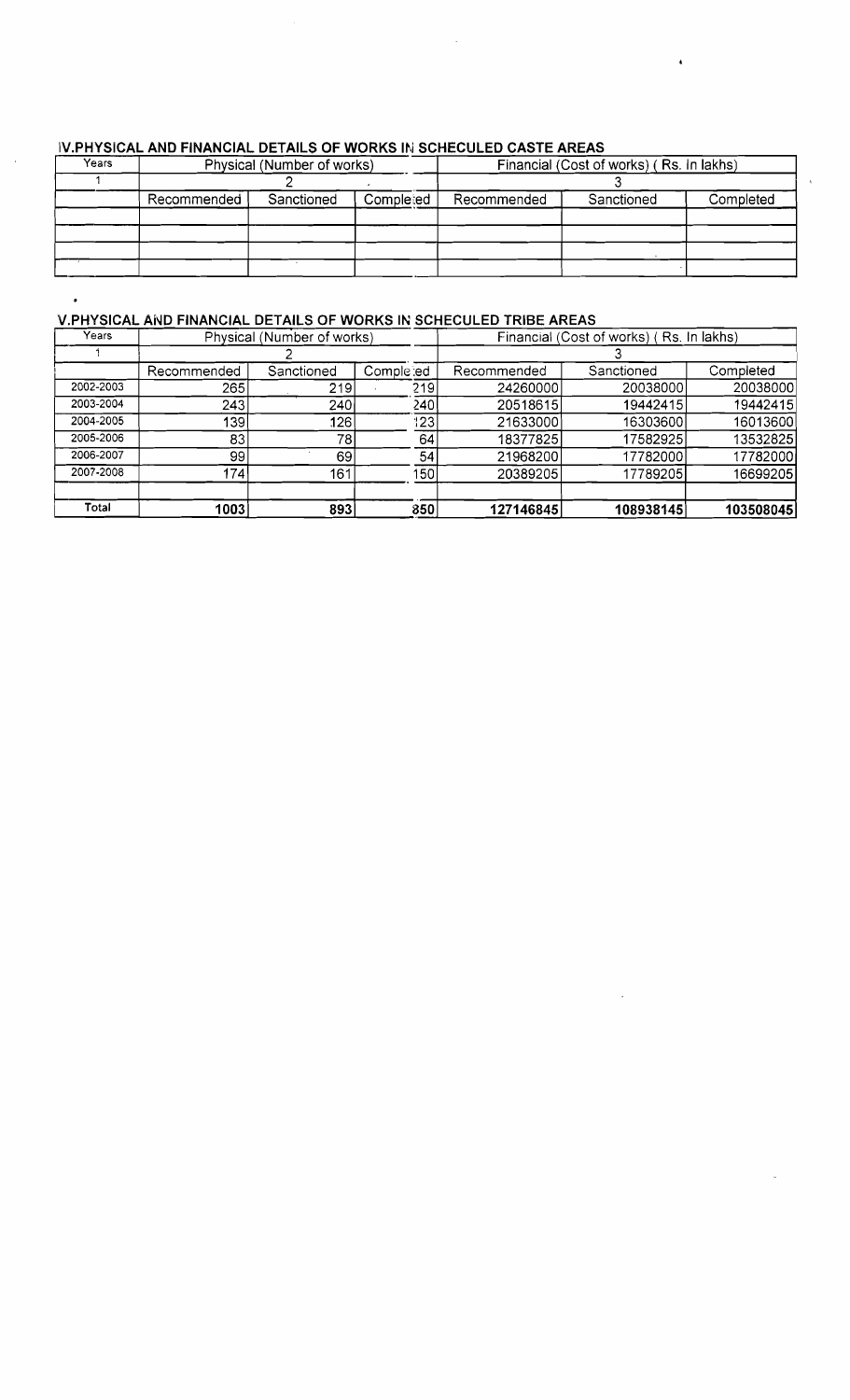### IV.PHYSICAL AND FINANCIAL DETAILS OF WORKS IN SCHEDULED CASTE AREAS

| Years | Physical (Number of works) | | | Financial (Cost of works) ( Rs. In lakhs) | | |
|---|---|---|---|---|---|---|
| 1 | 2 | | | 3 | | |
| | Recommended | Sanctioned | Completed | Recommended | Sanctioned | Completed |
| | | | | | | |
| | | | | | | |
| | | | | | | |

### V.PHYSICAL AND FINANCIAL DETAILS OF WORKS IN SCHECULED TRIBE AREAS

| Years | Physical (Number of works) | | | Financial (Cost of works) ( Rs. In lakhs) | | |
|---|---|---|---|---|---|---|
| 1 | 2 | | | 3 | | |
| | Recommended | Sanctioned | Completed | Recommended | Sanctioned | Completed |
| 2002-2003 | 265 | 219 | 219 | 24260000 | 20038000 | 20038000 |
| 2003-2004 | 243 | 240 | 240 | 20518615 | 19442415 | 19442415 |
| 2004-2005 | 139 | 126 | 123 | 21633000 | 16303600 | 16013600 |
| 2005-2006 | 83 | 78 | 64 | 18377825 | 17582925 | 13532825 |
| 2006-2007 | 99 | 69 | 54 | 21968200 | 17782000 | 17782000 |
| 2007-2008 | 174 | 161 | 150 | 20389205 | 17789205 | 16699205 |
| | | | | | | |
| **Total** | **1003** | **893** | **850** | **127146845** | **108938145** | **103508045** |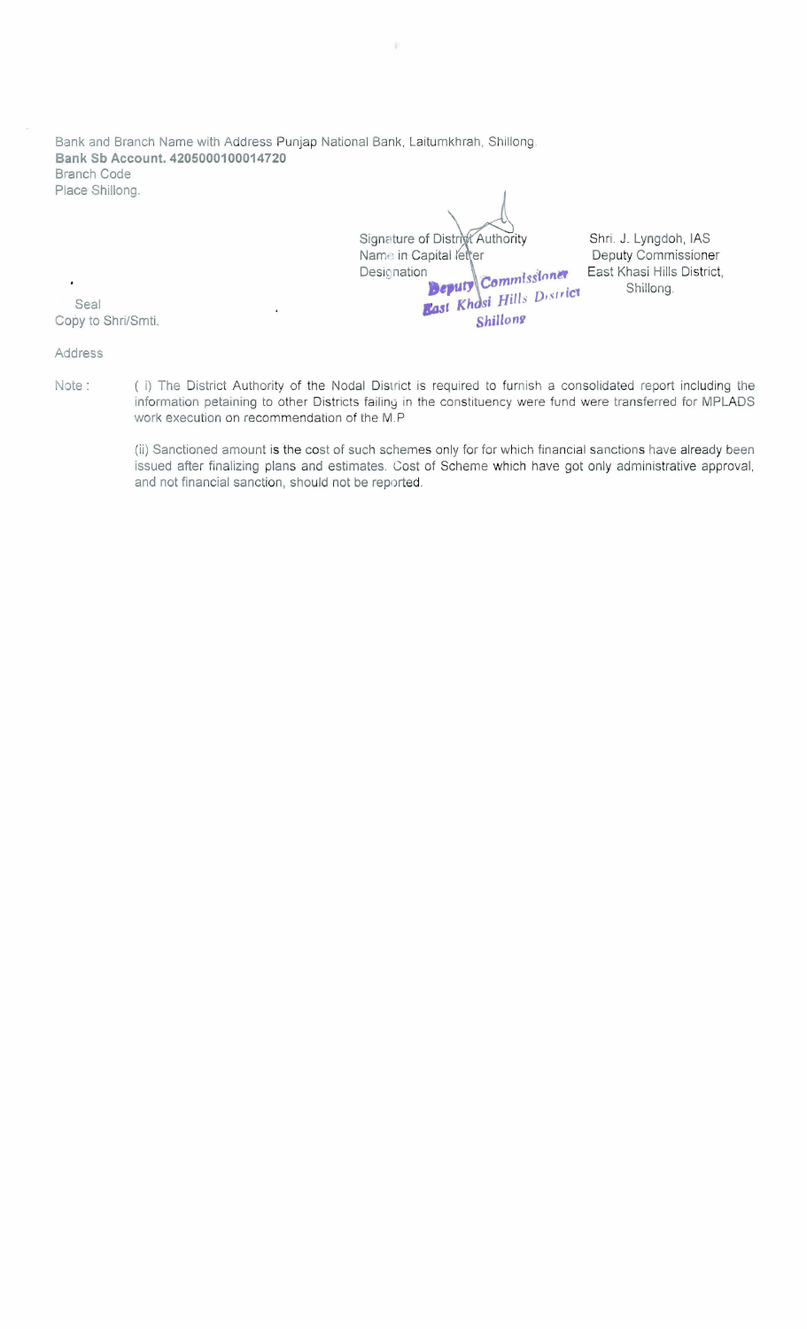Bank and Branch Name with Address Punjap National Bank, Laitumkhrah, Shillong.
**Bank Sb Account. 4205000100014720**
Branch Code
Place Shillong.

| | | |
|---|---|---|
| Signature of District Authority | | Shri. J. Lyngdoh, IAS |
| Name in Capital letter | | Deputy Commissioner |
| Designation | Deputy Commissioner East Khasi Hills District Shillong | East Khasi Hills District, Shillong. |

Seal

Copy to Shri/Smti.

Address

Note : ( i) The District Authority of the Nodal District is required to furnish a consolidated report including the information petaining to other Districts failing in the constituency were fund were transferred for MPLADS work execution on recommendation of the M.P

(ii) Sanctioned amount is the cost of such schemes only for for which financial sanctions have already been issued after finalizing plans and estimates. Cost of Scheme which have got only administrative approval, and not financial sanction, should not be reported.